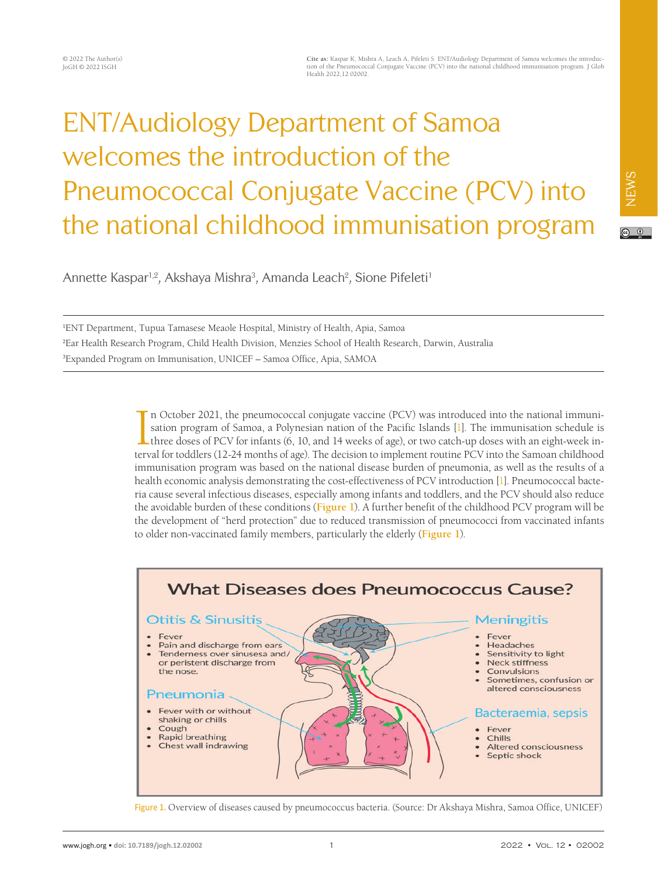© 2022 The Author(s)
JoGH © 2022 ISGH

**Cite as:** Kaspar K, Mishra A, Leach A, Pifeleti S. ENT/Audiology Department of Samoa welcomes the introduction of the Pneumococcal Conjugate Vaccine (PCV) into the national childhood immunisation program. J Glob Health 2022;12:02002.

NEWS

# ENT/Audiology Department of Samoa welcomes the introduction of the Pneumococcal Conjugate Vaccine (PCV) into the national childhood immunisation program

Annette Kaspar[1,2], Akshaya Mishra[3], Amanda Leach[2], Sione Pifeleti[1]

[1]ENT Department, Tupua Tamasese Meaole Hospital, Ministry of Health, Apia, Samoa
[2]Ear Health Research Program, Child Health Division, Menzies School of Health Research, Darwin, Australia
[3]Expanded Program on Immunisation, UNICEF – Samoa Office, Apia, SAMOA

In October 2021, the pneumococcal conjugate vaccine (PCV) was introduced into the national immunisation program of Samoa, a Polynesian nation of the Pacific Islands [1]. The immunisation schedule is three doses of PCV for infants (6, 10, and 14 weeks of age), or two catch-up doses with an eight-week interval for toddlers (12-24 months of age). The decision to implement routine PCV into the Samoan childhood immunisation program was based on the national disease burden of pneumonia, as well as the results of a health economic analysis demonstrating the cost-effectiveness of PCV introduction [1]. Pneumococcal bacteria cause several infectious diseases, especially among infants and toddlers, and the PCV should also reduce the avoidable burden of these conditions (**Figure 1**). A further benefit of the childhood PCV program will be the development of "herd protection" due to reduced transmission of pneumococci from vaccinated infants to older non-vaccinated family members, particularly the elderly (**Figure 1**).

What Diseases does Pneumococcus Cause?

Otitis & Sinusitis
- Fever
- Pain and discharge from ears
- Tenderness over sinusesa and/ or peristent discharge from the nose.

Pneumonia
- Fever with or without shaking or chills
- Cough
- Rapid breathing
- Chest wall indrawing

Meningitis
- Fever
- Headaches
- Sensitivity to light
- Neck stiffness
- Convulsions
- Sometimes, confusion or altered consciousness

Bacteraemia, sepsis
- Fever
- Chills
- Altered consciousness
- Septic shock

**Figure 1.** Overview of diseases caused by pneumococcus bacteria. (Source: Dr Akshaya Mishra, Samoa Office, UNICEF)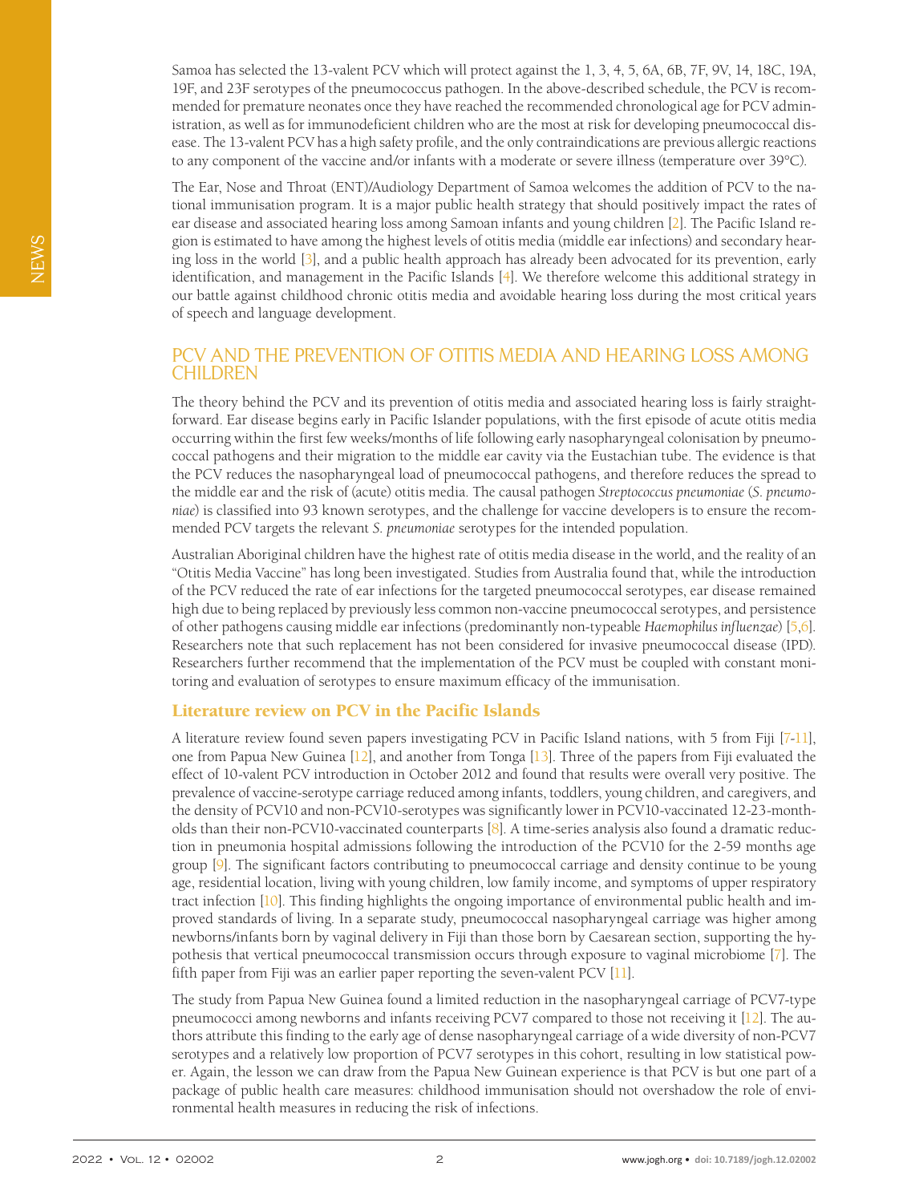Samoa has selected the 13-valent PCV which will protect against the 1, 3, 4, 5, 6A, 6B, 7F, 9V, 14, 18C, 19A, 19F, and 23F serotypes of the pneumococcus pathogen. In the above-described schedule, the PCV is recommended for premature neonates once they have reached the recommended chronological age for PCV administration, as well as for immunodeficient children who are the most at risk for developing pneumococcal disease. The 13-valent PCV has a high safety profile, and the only contraindications are previous allergic reactions to any component of the vaccine and/or infants with a moderate or severe illness (temperature over 39°C).

The Ear, Nose and Throat (ENT)/Audiology Department of Samoa welcomes the addition of PCV to the national immunisation program. It is a major public health strategy that should positively impact the rates of ear disease and associated hearing loss among Samoan infants and young children [2]. The Pacific Island region is estimated to have among the highest levels of otitis media (middle ear infections) and secondary hearing loss in the world [3], and a public health approach has already been advocated for its prevention, early identification, and management in the Pacific Islands [4]. We therefore welcome this additional strategy in our battle against childhood chronic otitis media and avoidable hearing loss during the most critical years of speech and language development.

## PCV AND THE PREVENTION OF OTITIS MEDIA AND HEARING LOSS AMONG CHILDREN

The theory behind the PCV and its prevention of otitis media and associated hearing loss is fairly straightforward. Ear disease begins early in Pacific Islander populations, with the first episode of acute otitis media occurring within the first few weeks/months of life following early nasopharyngeal colonisation by pneumococcal pathogens and their migration to the middle ear cavity via the Eustachian tube. The evidence is that the PCV reduces the nasopharyngeal load of pneumococcal pathogens, and therefore reduces the spread to the middle ear and the risk of (acute) otitis media. The causal pathogen *Streptococcus pneumoniae* (*S. pneumoniae*) is classified into 93 known serotypes, and the challenge for vaccine developers is to ensure the recommended PCV targets the relevant *S. pneumoniae* serotypes for the intended population.

Australian Aboriginal children have the highest rate of otitis media disease in the world, and the reality of an "Otitis Media Vaccine" has long been investigated. Studies from Australia found that, while the introduction of the PCV reduced the rate of ear infections for the targeted pneumococcal serotypes, ear disease remained high due to being replaced by previously less common non-vaccine pneumococcal serotypes, and persistence of other pathogens causing middle ear infections (predominantly non-typeable *Haemophilus influenzae*) [5,6]. Researchers note that such replacement has not been considered for invasive pneumococcal disease (IPD). Researchers further recommend that the implementation of the PCV must be coupled with constant monitoring and evaluation of serotypes to ensure maximum efficacy of the immunisation.

### Literature review on PCV in the Pacific Islands

A literature review found seven papers investigating PCV in Pacific Island nations, with 5 from Fiji [7-11], one from Papua New Guinea [12], and another from Tonga [13]. Three of the papers from Fiji evaluated the effect of 10-valent PCV introduction in October 2012 and found that results were overall very positive. The prevalence of vaccine-serotype carriage reduced among infants, toddlers, young children, and caregivers, and the density of PCV10 and non-PCV10-serotypes was significantly lower in PCV10-vaccinated 12-23-month-olds than their non-PCV10-vaccinated counterparts [8]. A time-series analysis also found a dramatic reduction in pneumonia hospital admissions following the introduction of the PCV10 for the 2-59 months age group [9]. The significant factors contributing to pneumococcal carriage and density continue to be young age, residential location, living with young children, low family income, and symptoms of upper respiratory tract infection [10]. This finding highlights the ongoing importance of environmental public health and improved standards of living. In a separate study, pneumococcal nasopharyngeal carriage was higher among newborns/infants born by vaginal delivery in Fiji than those born by Caesarean section, supporting the hypothesis that vertical pneumococcal transmission occurs through exposure to vaginal microbiome [7]. The fifth paper from Fiji was an earlier paper reporting the seven-valent PCV [11].

The study from Papua New Guinea found a limited reduction in the nasopharyngeal carriage of PCV7-type pneumococci among newborns and infants receiving PCV7 compared to those not receiving it [12]. The authors attribute this finding to the early age of dense nasopharyngeal carriage of a wide diversity of non-PCV7 serotypes and a relatively low proportion of PCV7 serotypes in this cohort, resulting in low statistical power. Again, the lesson we can draw from the Papua New Guinean experience is that PCV is but one part of a package of public health care measures: childhood immunisation should not overshadow the role of environmental health measures in reducing the risk of infections.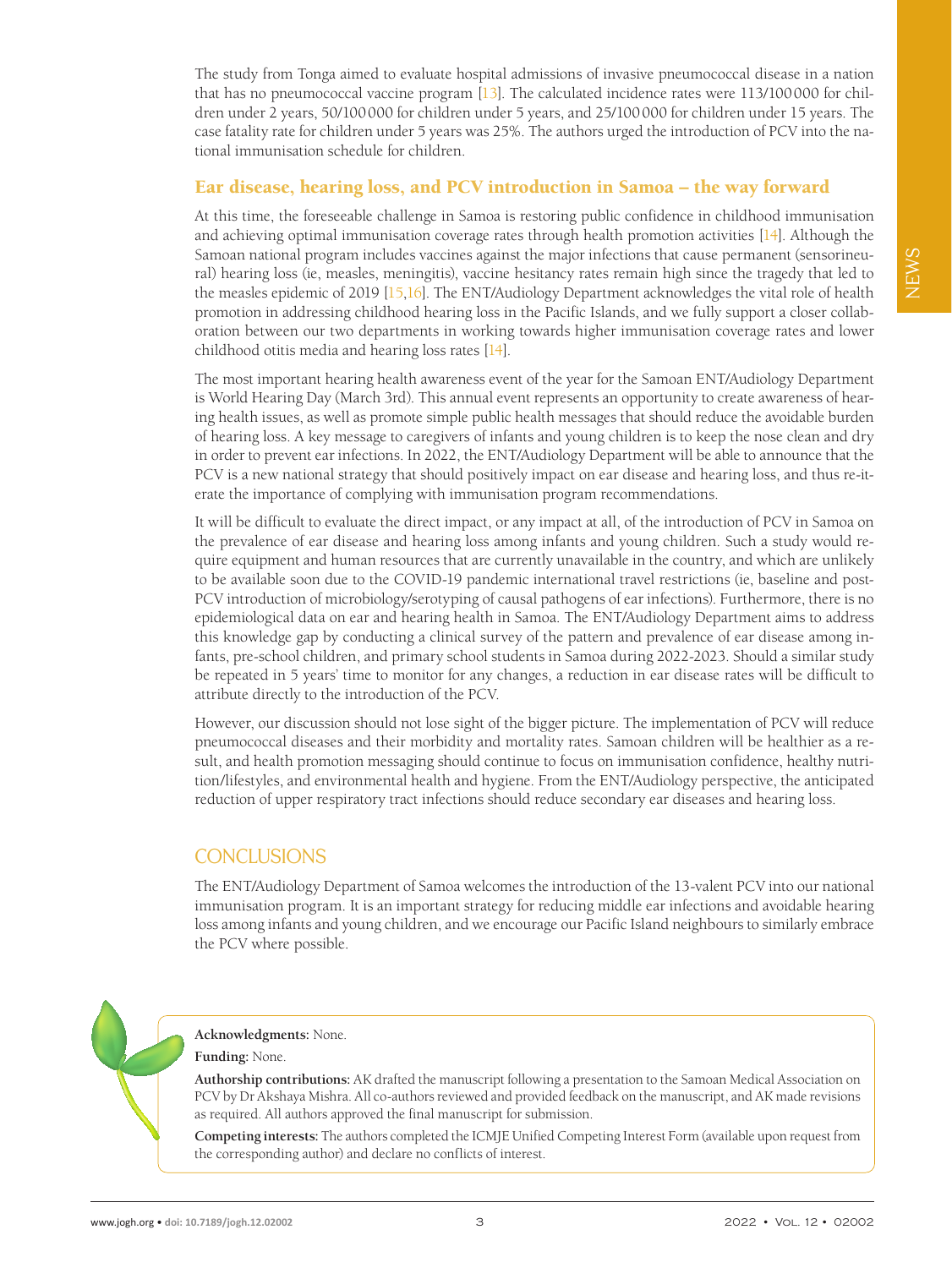The study from Tonga aimed to evaluate hospital admissions of invasive pneumococcal disease in a nation that has no pneumococcal vaccine program [13]. The calculated incidence rates were 113/100 000 for children under 2 years, 50/100 000 for children under 5 years, and 25/100 000 for children under 15 years. The case fatality rate for children under 5 years was 25%. The authors urged the introduction of PCV into the national immunisation schedule for children.

## Ear disease, hearing loss, and PCV introduction in Samoa – the way forward

At this time, the foreseeable challenge in Samoa is restoring public confidence in childhood immunisation and achieving optimal immunisation coverage rates through health promotion activities [14]. Although the Samoan national program includes vaccines against the major infections that cause permanent (sensorineural) hearing loss (ie, measles, meningitis), vaccine hesitancy rates remain high since the tragedy that led to the measles epidemic of 2019 [15,16]. The ENT/Audiology Department acknowledges the vital role of health promotion in addressing childhood hearing loss in the Pacific Islands, and we fully support a closer collaboration between our two departments in working towards higher immunisation coverage rates and lower childhood otitis media and hearing loss rates [14].

The most important hearing health awareness event of the year for the Samoan ENT/Audiology Department is World Hearing Day (March 3rd). This annual event represents an opportunity to create awareness of hearing health issues, as well as promote simple public health messages that should reduce the avoidable burden of hearing loss. A key message to caregivers of infants and young children is to keep the nose clean and dry in order to prevent ear infections. In 2022, the ENT/Audiology Department will be able to announce that the PCV is a new national strategy that should positively impact on ear disease and hearing loss, and thus re-iterate the importance of complying with immunisation program recommendations.

It will be difficult to evaluate the direct impact, or any impact at all, of the introduction of PCV in Samoa on the prevalence of ear disease and hearing loss among infants and young children. Such a study would require equipment and human resources that are currently unavailable in the country, and which are unlikely to be available soon due to the COVID-19 pandemic international travel restrictions (ie, baseline and post-PCV introduction of microbiology/serotyping of causal pathogens of ear infections). Furthermore, there is no epidemiological data on ear and hearing health in Samoa. The ENT/Audiology Department aims to address this knowledge gap by conducting a clinical survey of the pattern and prevalence of ear disease among infants, pre-school children, and primary school students in Samoa during 2022-2023. Should a similar study be repeated in 5 years' time to monitor for any changes, a reduction in ear disease rates will be difficult to attribute directly to the introduction of the PCV.

However, our discussion should not lose sight of the bigger picture. The implementation of PCV will reduce pneumococcal diseases and their morbidity and mortality rates. Samoan children will be healthier as a result, and health promotion messaging should continue to focus on immunisation confidence, healthy nutrition/lifestyles, and environmental health and hygiene. From the ENT/Audiology perspective, the anticipated reduction of upper respiratory tract infections should reduce secondary ear diseases and hearing loss.

# CONCLUSIONS

The ENT/Audiology Department of Samoa welcomes the introduction of the 13-valent PCV into our national immunisation program. It is an important strategy for reducing middle ear infections and avoidable hearing loss among infants and young children, and we encourage our Pacific Island neighbours to similarly embrace the PCV where possible.

**Acknowledgments:** None.

**Funding:** None.

**Authorship contributions:** AK drafted the manuscript following a presentation to the Samoan Medical Association on PCV by Dr Akshaya Mishra. All co-authors reviewed and provided feedback on the manuscript, and AK made revisions as required. All authors approved the final manuscript for submission.

**Competing interests:** The authors completed the ICMJE Unified Competing Interest Form (available upon request from the corresponding author) and declare no conflicts of interest.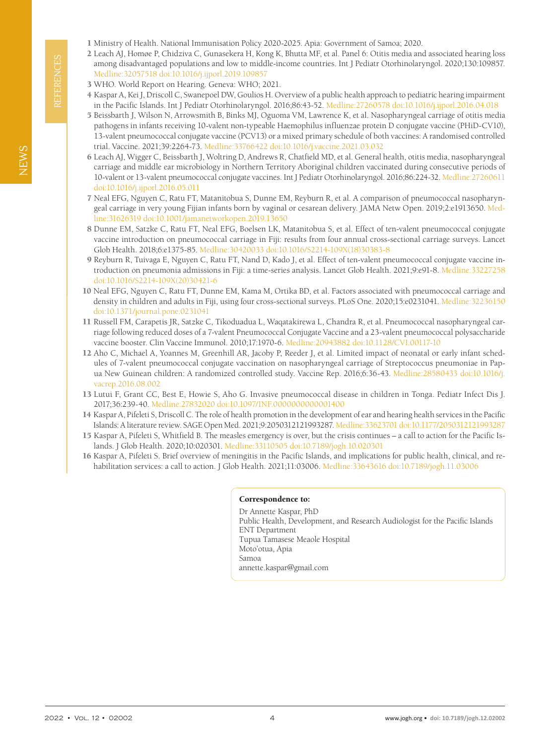## REFERENCES

1. Ministry of Health. National Immunisation Policy 2020-2025. Apia: Government of Samoa; 2020.
2. Leach AJ, Homøe P, Chidziva C, Gunasekera H, Kong K, Bhutta MF, et al. Panel 6: Otitis media and associated hearing loss among disadvantaged populations and low to middle-income countries. Int J Pediatr Otorhinolaryngol. 2020;130:109857. Medline:32057518 doi:10.1016/j.ijporl.2019.109857
3. WHO. World Report on Hearing. Geneva: WHO; 2021.
4. Kaspar A, Kei J, Driscoll C, Swanepoel DW, Goulios H. Overview of a public health approach to pediatric hearing impairment in the Pacific Islands. Int J Pediatr Otorhinolaryngol. 2016;86:43-52. Medline:27260578 doi:10.1016/j.ijporl.2016.04.018
5. Beissbarth J, Wilson N, Arrowsmith B, Binks MJ, Oguoma VM, Lawrence K, et al. Nasopharyngeal carriage of otitis media pathogens in infants receiving 10-valent non-typeable Haemophilus influenzae protein D conjugate vaccine (PHiD-CV10), 13-valent pneumococcal conjugate vaccine (PCV13) or a mixed primary schedule of both vaccines: A randomised controlled trial. Vaccine. 2021;39:2264-73. Medline:33766422 doi:10.1016/j.vaccine.2021.03.032
6. Leach AJ, Wigger C, Beissbarth J, Woltring D, Andrews R, Chatfield MD, et al. General health, otitis media, nasopharyngeal carriage and middle ear microbiology in Northern Territory Aboriginal children vaccinated during consecutive periods of 10-valent or 13-valent pneumococcal conjugate vaccines. Int J Pediatr Otorhinolaryngol. 2016;86:224-32. Medline:27260611 doi:10.1016/j.ijporl.2016.05.011
7. Neal EFG, Nguyen C, Ratu FT, Matanitobua S, Dunne EM, Reyburn R, et al. A comparison of pneumococcal nasopharyngeal carriage in very young Fijian infants born by vaginal or cesarean delivery. JAMA Netw Open. 2019;2:e1913650. Medline:31626319 doi:10.1001/jamanetworkopen.2019.13650
8. Dunne EM, Satzke C, Ratu FT, Neal EFG, Boelsen LK, Matanitobua S, et al. Effect of ten-valent pneumococcal conjugate vaccine introduction on pneumococcal carriage in Fiji: results from four annual cross-sectional carriage surveys. Lancet Glob Health. 2018;6:e1375-85. Medline:30420033 doi:10.1016/S2214-109X(18)30383-8
9. Reyburn R, Tuivaga E, Nguyen C, Ratu FT, Nand D, Kado J, et al. Effect of ten-valent pneumococcal conjugate vaccine introduction on pneumonia admissions in Fiji: a time-series analysis. Lancet Glob Health. 2021;9:e91-8. Medline:33227258 doi:10.1016/S2214-109X(20)30421-6
10. Neal EFG, Nguyen C, Ratu FT, Dunne EM, Kama M, Ortika BD, et al. Factors associated with pneumococcal carriage and density in children and adults in Fiji, using four cross-sectional surveys. PLoS One. 2020;15:e0231041. Medline:32236150 doi:10.1371/journal.pone.0231041
11. Russell FM, Carapetis JR, Satzke C, Tikoduadua L, Waqatakirewa L, Chandra R, et al. Pneumococcal nasopharyngeal carriage following reduced doses of a 7-valent Pneumococcal Conjugate Vaccine and a 23-valent pneumococcal polysaccharide vaccine booster. Clin Vaccine Immunol. 2010;17:1970-6. Medline:20943882 doi:10.1128/CVI.00117-10
12. Aho C, Michael A, Yoannes M, Greenhill AR, Jacoby P, Reeder J, et al. Limited impact of neonatal or early infant schedules of 7-valent pneumococcal conjugate vaccination on nasopharyngeal carriage of Streptococcus pneumoniae in Papua New Guinean children: A randomized controlled study. Vaccine Rep. 2016;6:36-43. Medline:28580433 doi:10.1016/j.vacrep.2016.08.002
13. Lutui F, Grant CC, Best E, Howie S, Aho G. Invasive pneumococcal disease in children in Tonga. Pediatr Infect Dis J. 2017;36:239-40. Medline:27832020 doi:10.1097/INF.0000000000001400
14. Kaspar A, Pifeleti S, Driscoll C. The role of health promotion in the development of ear and hearing health services in the Pacific Islands: A literature review. SAGE Open Med. 2021;9:2050312121993287. Medline:33623701 doi:10.1177/2050312121993287
15. Kaspar A, Pifeleti S, Whitfield B. The measles emergency is over, but the crisis continues – a call to action for the Pacific Islands. J Glob Health. 2020;10:020301. Medline:33110505 doi:10.7189/jogh.10.020301
16. Kaspar A, Pifeleti S. Brief overview of meningitis in the Pacific Islands, and implications for public health, clinical, and rehabilitation services: a call to action. J Glob Health. 2021;11:03006. Medline:33643616 doi:10.7189/jogh.11.03006

**Correspondence to:**

Dr Annette Kaspar, PhD
Public Health, Development, and Research Audiologist for the Pacific Islands
ENT Department
Tupua Tamasese Meaole Hospital
Moto'otua, Apia
Samoa
annette.kaspar@gmail.com